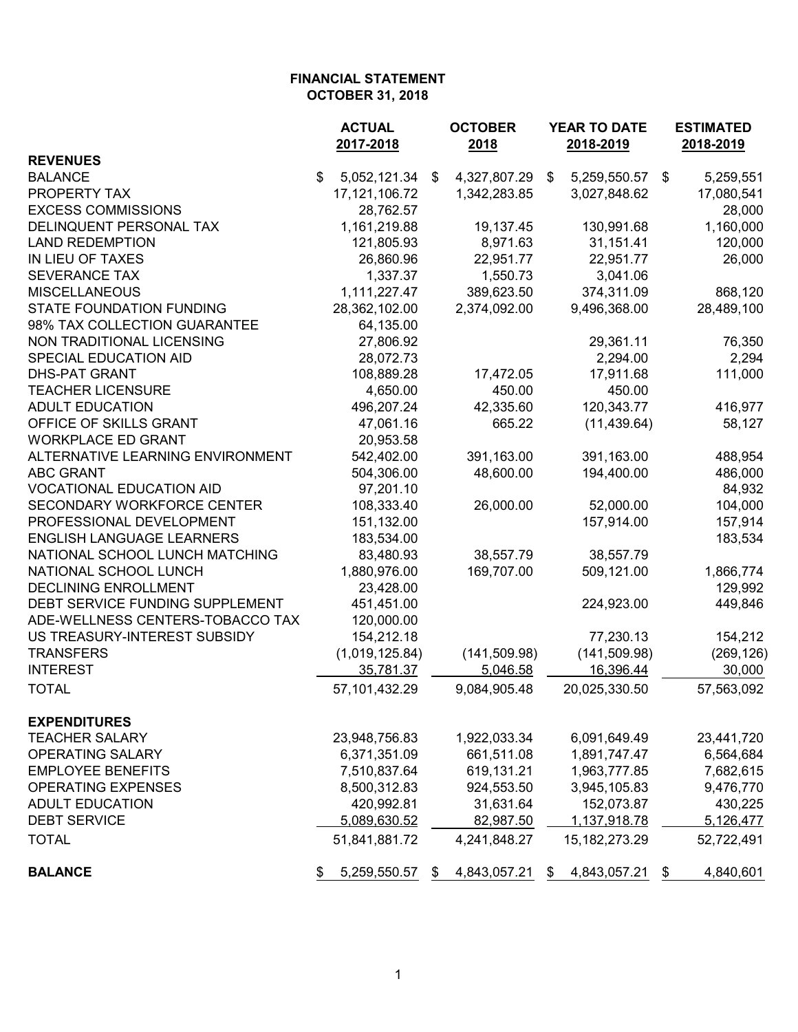**FINANCIAL STATEMENT**
**OCTOBER 31, 2018**

| | ACTUAL 2017-2018 | OCTOBER 2018 | YEAR TO DATE 2018-2019 | ESTIMATED 2018-2019 |
|---|---|---|---|---|
| **REVENUES** | | | | |
| BALANCE | $ 5,052,121.34 | $ 4,327,807.29 | $ 5,259,550.57 | $ 5,259,551 |
| PROPERTY TAX | 17,121,106.72 | 1,342,283.85 | 3,027,848.62 | 17,080,541 |
| EXCESS COMMISSIONS | 28,762.57 | | | 28,000 |
| DELINQUENT PERSONAL TAX | 1,161,219.88 | 19,137.45 | 130,991.68 | 1,160,000 |
| LAND REDEMPTION | 121,805.93 | 8,971.63 | 31,151.41 | 120,000 |
| IN LIEU OF TAXES | 26,860.96 | 22,951.77 | 22,951.77 | 26,000 |
| SEVERANCE TAX | 1,337.37 | 1,550.73 | 3,041.06 | |
| MISCELLANEOUS | 1,111,227.47 | 389,623.50 | 374,311.09 | 868,120 |
| STATE FOUNDATION FUNDING | 28,362,102.00 | 2,374,092.00 | 9,496,368.00 | 28,489,100 |
| 98% TAX COLLECTION GUARANTEE | 64,135.00 | | | |
| NON TRADITIONAL LICENSING | 27,806.92 | | 29,361.11 | 76,350 |
| SPECIAL EDUCATION AID | 28,072.73 | | 2,294.00 | 2,294 |
| DHS-PAT GRANT | 108,889.28 | 17,472.05 | 17,911.68 | 111,000 |
| TEACHER LICENSURE | 4,650.00 | 450.00 | 450.00 | |
| ADULT EDUCATION | 496,207.24 | 42,335.60 | 120,343.77 | 416,977 |
| OFFICE OF SKILLS GRANT | 47,061.16 | 665.22 | (11,439.64) | 58,127 |
| WORKPLACE ED GRANT | 20,953.58 | | | |
| ALTERNATIVE LEARNING ENVIRONMENT | 542,402.00 | 391,163.00 | 391,163.00 | 488,954 |
| ABC GRANT | 504,306.00 | 48,600.00 | 194,400.00 | 486,000 |
| VOCATIONAL EDUCATION AID | 97,201.10 | | | 84,932 |
| SECONDARY WORKFORCE CENTER | 108,333.40 | 26,000.00 | 52,000.00 | 104,000 |
| PROFESSIONAL DEVELOPMENT | 151,132.00 | | 157,914.00 | 157,914 |
| ENGLISH LANGUAGE LEARNERS | 183,534.00 | | | 183,534 |
| NATIONAL SCHOOL LUNCH MATCHING | 83,480.93 | 38,557.79 | 38,557.79 | |
| NATIONAL SCHOOL LUNCH | 1,880,976.00 | 169,707.00 | 509,121.00 | 1,866,774 |
| DECLINING ENROLLMENT | 23,428.00 | | | 129,992 |
| DEBT SERVICE FUNDING SUPPLEMENT | 451,451.00 | | 224,923.00 | 449,846 |
| ADE-WELLNESS CENTERS-TOBACCO TAX | 120,000.00 | | | |
| US TREASURY-INTEREST SUBSIDY | 154,212.18 | | 77,230.13 | 154,212 |
| TRANSFERS | (1,019,125.84) | (141,509.98) | (141,509.98) | (269,126) |
| INTEREST | 35,781.37 | 5,046.58 | 16,396.44 | 30,000 |
| TOTAL | 57,101,432.29 | 9,084,905.48 | 20,025,330.50 | 57,563,092 |
| **EXPENDITURES** | | | | |
| TEACHER SALARY | 23,948,756.83 | 1,922,033.34 | 6,091,649.49 | 23,441,720 |
| OPERATING SALARY | 6,371,351.09 | 661,511.08 | 1,891,747.47 | 6,564,684 |
| EMPLOYEE BENEFITS | 7,510,837.64 | 619,131.21 | 1,963,777.85 | 7,682,615 |
| OPERATING EXPENSES | 8,500,312.83 | 924,553.50 | 3,945,105.83 | 9,476,770 |
| ADULT EDUCATION | 420,992.81 | 31,631.64 | 152,073.87 | 430,225 |
| DEBT SERVICE | 5,089,630.52 | 82,987.50 | 1,137,918.78 | 5,126,477 |
| TOTAL | 51,841,881.72 | 4,241,848.27 | 15,182,273.29 | 52,722,491 |
| **BALANCE** | $ 5,259,550.57 | $ 4,843,057.21 | $ 4,843,057.21 | $ 4,840,601 |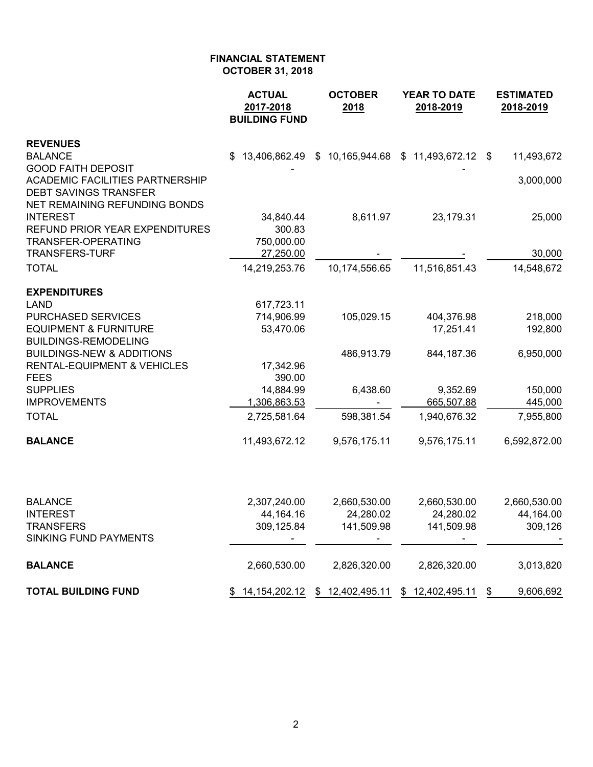# FINANCIAL STATEMENT
## OCTOBER 31, 2018

| | ACTUAL 2017-2018 BUILDING FUND | OCTOBER 2018 | YEAR TO DATE 2018-2019 | ESTIMATED 2018-2019 |
|---|---|---|---|---|
| **REVENUES** | | | | |
| BALANCE | $ 13,406,862.49 | $ 10,165,944.68 | $ 11,493,672.12 | $ 11,493,672 |
| GOOD FAITH DEPOSIT | - | | - | |
| ACADEMIC FACILITIES PARTNERSHIP | | | | 3,000,000 |
| DEBT SAVINGS TRANSFER | | | | |
| NET REMAINING REFUNDING BONDS | | | | |
| INTEREST | 34,840.44 | 8,611.97 | 23,179.31 | 25,000 |
| REFUND PRIOR YEAR EXPENDITURES | 300.83 | | | |
| TRANSFER-OPERATING | 750,000.00 | | | |
| TRANSFERS-TURF | 27,250.00 | - | - | 30,000 |
| TOTAL | 14,219,253.76 | 10,174,556.65 | 11,516,851.43 | 14,548,672 |
| **EXPENDITURES** | | | | |
| LAND | 617,723.11 | | | |
| PURCHASED SERVICES | 714,906.99 | 105,029.15 | 404,376.98 | 218,000 |
| EQUIPMENT & FURNITURE | 53,470.06 | | 17,251.41 | 192,800 |
| BUILDINGS-REMODELING | | | | |
| BUILDINGS-NEW & ADDITIONS | | 486,913.79 | 844,187.36 | 6,950,000 |
| RENTAL-EQUIPMENT & VEHICLES | 17,342.96 | | | |
| FEES | 390.00 | | | |
| SUPPLIES | 14,884.99 | 6,438.60 | 9,352.69 | 150,000 |
| IMPROVEMENTS | 1,306,863.53 | - | 665,507.88 | 445,000 |
| TOTAL | 2,725,581.64 | 598,381.54 | 1,940,676.32 | 7,955,800 |
| **BALANCE** | 11,493,672.12 | 9,576,175.11 | 9,576,175.11 | 6,592,872.00 |
| | | | | |
| BALANCE | 2,307,240.00 | 2,660,530.00 | 2,660,530.00 | 2,660,530.00 |
| INTEREST | 44,164.16 | 24,280.02 | 24,280.02 | 44,164.00 |
| TRANSFERS | 309,125.84 | 141,509.98 | 141,509.98 | 309,126 |
| SINKING FUND PAYMENTS | - | - | - | - |
| **BALANCE** | 2,660,530.00 | 2,826,320.00 | 2,826,320.00 | 3,013,820 |
| **TOTAL BUILDING FUND** | $ 14,154,202.12 | $ 12,402,495.11 | $ 12,402,495.11 | $ 9,606,692 |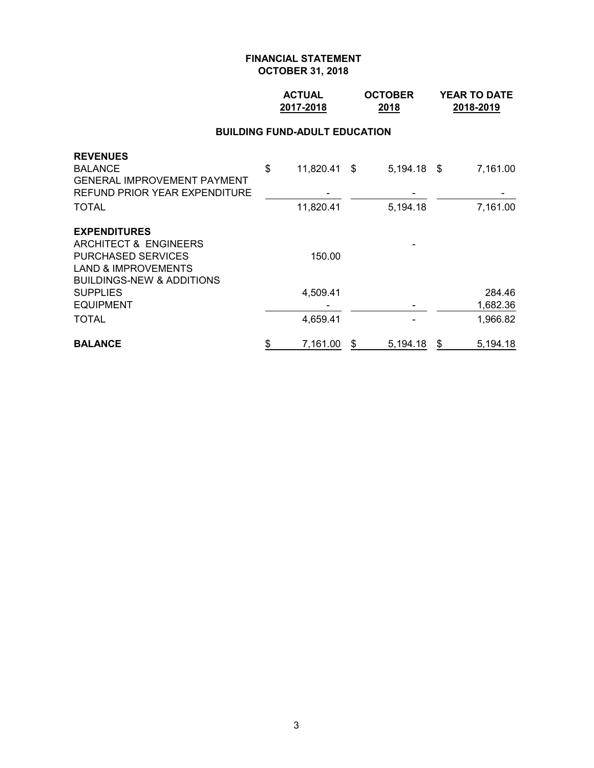# FINANCIAL STATEMENT
## OCTOBER 31, 2018

### BUILDING FUND-ADULT EDUCATION

| | ACTUAL 2017-2018 | OCTOBER 2018 | YEAR TO DATE 2018-2019 |
|---|---|---|---|
| **REVENUES** | | | |
| BALANCE | $ 11,820.41 | $ 5,194.18 | $ 7,161.00 |
| GENERAL IMPROVEMENT PAYMENT | | | |
| REFUND PRIOR YEAR EXPENDITURE | - | - | - |
| TOTAL | 11,820.41 | 5,194.18 | 7,161.00 |
| **EXPENDITURES** | | | |
| ARCHITECT & ENGINEERS | | - | |
| PURCHASED SERVICES | 150.00 | | |
| LAND & IMPROVEMENTS | | | |
| BUILDINGS-NEW & ADDITIONS | | | |
| SUPPLIES | 4,509.41 | | 284.46 |
| EQUIPMENT | - | - | 1,682.36 |
| TOTAL | 4,659.41 | - | 1,966.82 |
| **BALANCE** | $ 7,161.00 | $ 5,194.18 | $ 5,194.18 |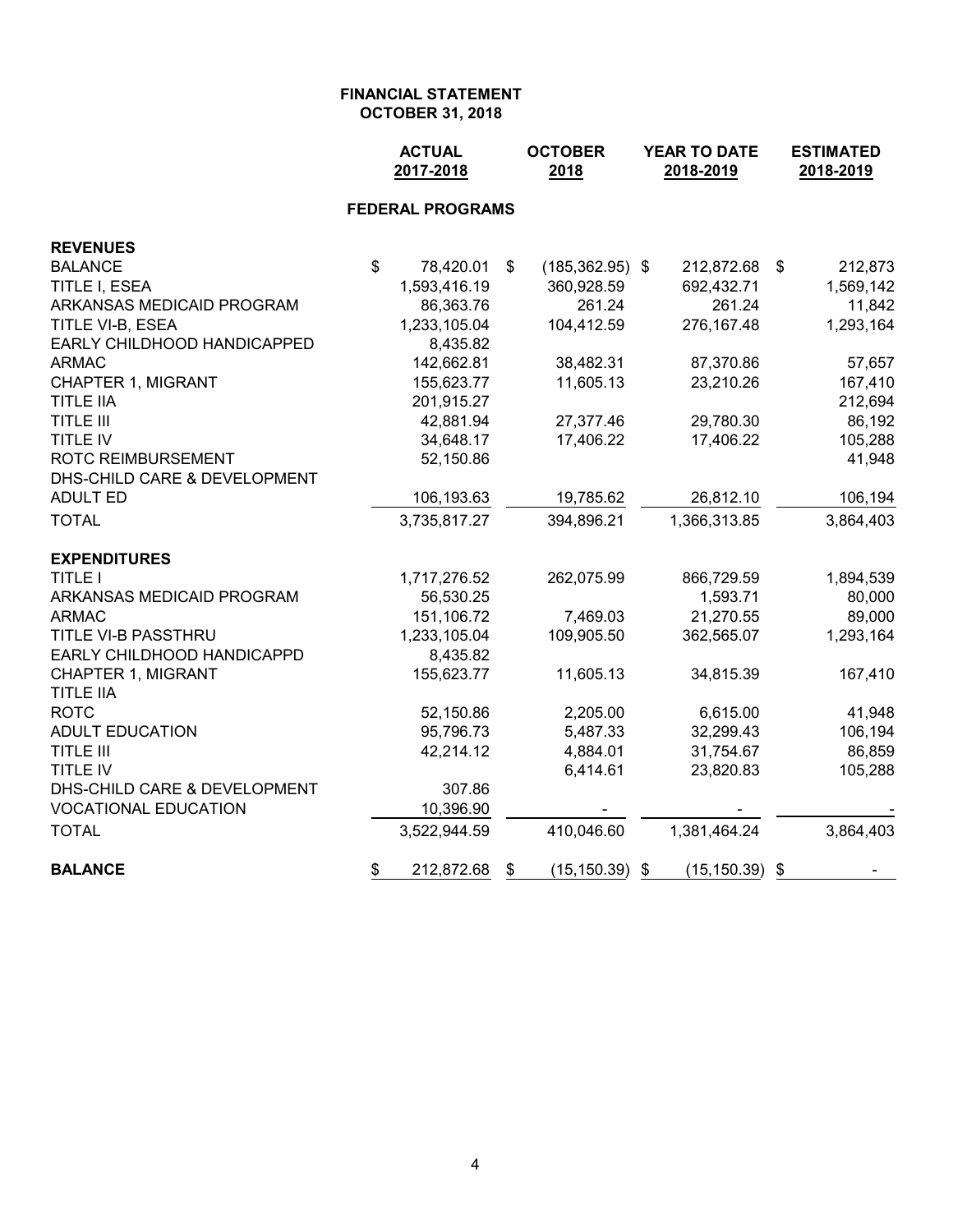**FINANCIAL STATEMENT**
**OCTOBER 31, 2018**

| | ACTUAL 2017-2018 | OCTOBER 2018 | YEAR TO DATE 2018-2019 | ESTIMATED 2018-2019 |
|---|---|---|---|---|
| **FEDERAL PROGRAMS** | | | | |
| **REVENUES** | | | | |
| BALANCE | $ 78,420.01 | $ (185,362.95) | $ 212,872.68 | $ 212,873 |
| TITLE I, ESEA | 1,593,416.19 | 360,928.59 | 692,432.71 | 1,569,142 |
| ARKANSAS MEDICAID PROGRAM | 86,363.76 | 261.24 | 261.24 | 11,842 |
| TITLE VI-B, ESEA | 1,233,105.04 | 104,412.59 | 276,167.48 | 1,293,164 |
| EARLY CHILDHOOD HANDICAPPED | 8,435.82 | | | |
| ARMAC | 142,662.81 | 38,482.31 | 87,370.86 | 57,657 |
| CHAPTER 1, MIGRANT | 155,623.77 | 11,605.13 | 23,210.26 | 167,410 |
| TITLE IIA | 201,915.27 | | | 212,694 |
| TITLE III | 42,881.94 | 27,377.46 | 29,780.30 | 86,192 |
| TITLE IV | 34,648.17 | 17,406.22 | 17,406.22 | 105,288 |
| ROTC REIMBURSEMENT | 52,150.86 | | | 41,948 |
| DHS-CHILD CARE & DEVELOPMENT | | | | |
| ADULT ED | 106,193.63 | 19,785.62 | 26,812.10 | 106,194 |
| TOTAL | 3,735,817.27 | 394,896.21 | 1,366,313.85 | 3,864,403 |
| **EXPENDITURES** | | | | |
| TITLE I | 1,717,276.52 | 262,075.99 | 866,729.59 | 1,894,539 |
| ARKANSAS MEDICAID PROGRAM | 56,530.25 | | 1,593.71 | 80,000 |
| ARMAC | 151,106.72 | 7,469.03 | 21,270.55 | 89,000 |
| TITLE VI-B PASSTHRU | 1,233,105.04 | 109,905.50 | 362,565.07 | 1,293,164 |
| EARLY CHILDHOOD HANDICAPPD | 8,435.82 | | | |
| CHAPTER 1, MIGRANT | 155,623.77 | 11,605.13 | 34,815.39 | 167,410 |
| TITLE IIA | | | | |
| ROTC | 52,150.86 | 2,205.00 | 6,615.00 | 41,948 |
| ADULT EDUCATION | 95,796.73 | 5,487.33 | 32,299.43 | 106,194 |
| TITLE III | 42,214.12 | 4,884.01 | 31,754.67 | 86,859 |
| TITLE IV | | 6,414.61 | 23,820.83 | 105,288 |
| DHS-CHILD CARE & DEVELOPMENT | 307.86 | | | |
| VOCATIONAL EDUCATION | 10,396.90 | - | - | - |
| TOTAL | 3,522,944.59 | 410,046.60 | 1,381,464.24 | 3,864,403 |
| **BALANCE** | $ 212,872.68 | $ (15,150.39) | $ (15,150.39) | $ - |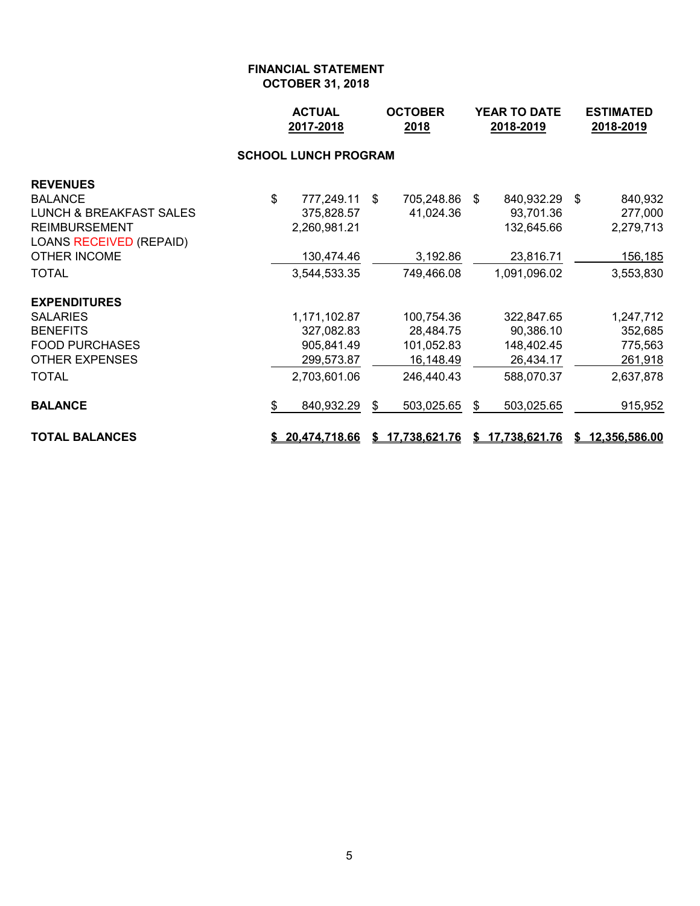# FINANCIAL STATEMENT
## OCTOBER 31, 2018

| | ACTUAL 2017-2018 | OCTOBER 2018 | YEAR TO DATE 2018-2019 | ESTIMATED 2018-2019 |
|---|---|---|---|---|
| | | **SCHOOL LUNCH PROGRAM** | | |
| **REVENUES** | | | | |
| BALANCE | $ 777,249.11 | $ 705,248.86 | $ 840,932.29 | $ 840,932 |
| LUNCH & BREAKFAST SALES | 375,828.57 | 41,024.36 | 93,701.36 | 277,000 |
| REIMBURSEMENT | 2,260,981.21 | | 132,645.66 | 2,279,713 |
| LOANS RECEIVED (REPAID) | | | | |
| OTHER INCOME | 130,474.46 | 3,192.86 | 23,816.71 | 156,185 |
| TOTAL | 3,544,533.35 | 749,466.08 | 1,091,096.02 | 3,553,830 |
| **EXPENDITURES** | | | | |
| SALARIES | 1,171,102.87 | 100,754.36 | 322,847.65 | 1,247,712 |
| BENEFITS | 327,082.83 | 28,484.75 | 90,386.10 | 352,685 |
| FOOD PURCHASES | 905,841.49 | 101,052.83 | 148,402.45 | 775,563 |
| OTHER EXPENSES | 299,573.87 | 16,148.49 | 26,434.17 | 261,918 |
| TOTAL | 2,703,601.06 | 246,440.43 | 588,070.37 | 2,637,878 |
| **BALANCE** | $ 840,932.29 | $ 503,025.65 | $ 503,025.65 | 915,952 |
| **TOTAL BALANCES** | **$ 20,474,718.66** | **$ 17,738,621.76** | **$ 17,738,621.76** | **$ 12,356,586.00** |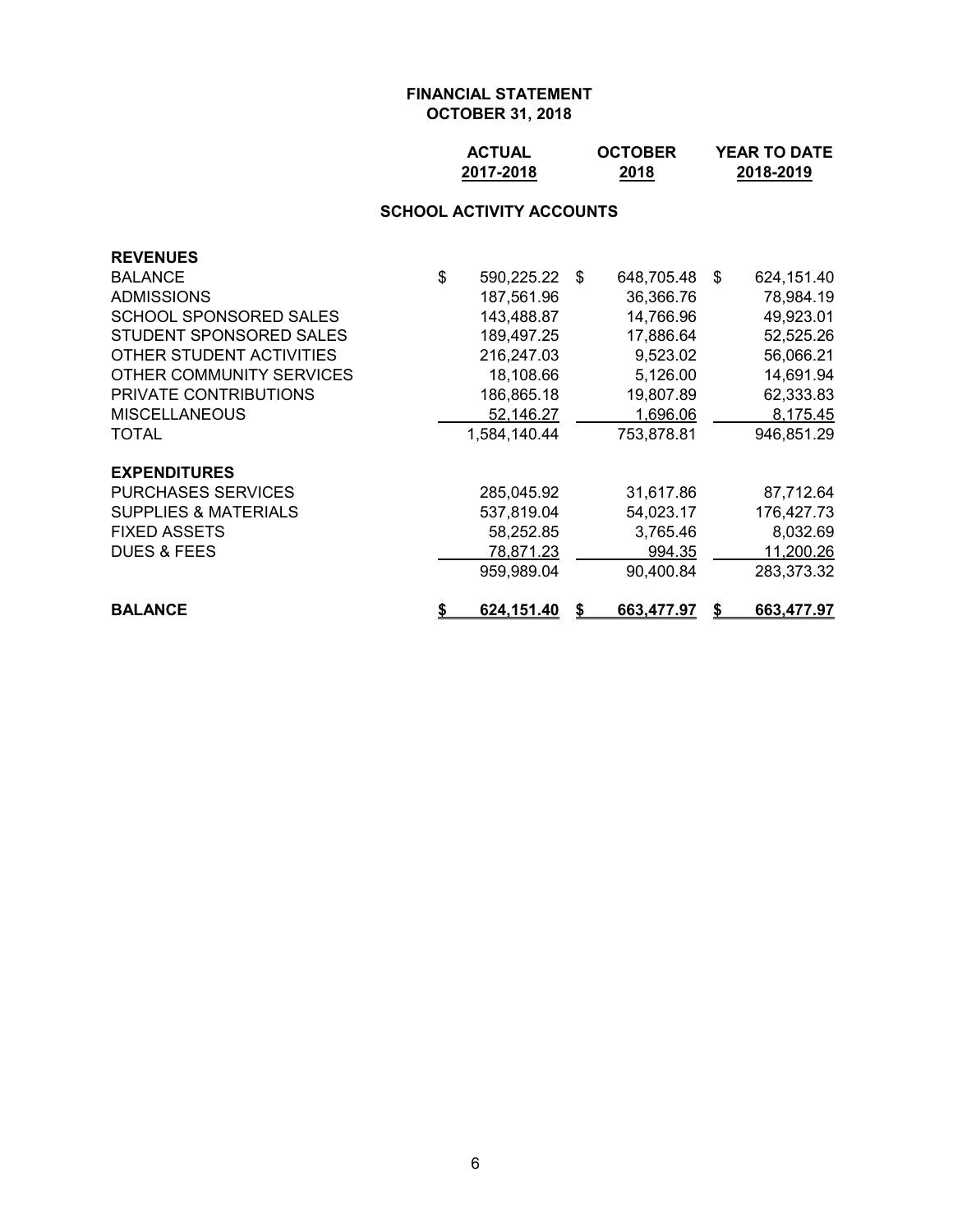# FINANCIAL STATEMENT
## OCTOBER 31, 2018

### SCHOOL ACTIVITY ACCOUNTS

| | ACTUAL 2017-2018 | OCTOBER 2018 | YEAR TO DATE 2018-2019 |
|---|---|---|---|
| **REVENUES** | | | |
| BALANCE | $ 590,225.22 | $ 648,705.48 | $ 624,151.40 |
| ADMISSIONS | 187,561.96 | 36,366.76 | 78,984.19 |
| SCHOOL SPONSORED SALES | 143,488.87 | 14,766.96 | 49,923.01 |
| STUDENT SPONSORED SALES | 189,497.25 | 17,886.64 | 52,525.26 |
| OTHER STUDENT ACTIVITIES | 216,247.03 | 9,523.02 | 56,066.21 |
| OTHER COMMUNITY SERVICES | 18,108.66 | 5,126.00 | 14,691.94 |
| PRIVATE CONTRIBUTIONS | 186,865.18 | 19,807.89 | 62,333.83 |
| MISCELLANEOUS | 52,146.27 | 1,696.06 | 8,175.45 |
| TOTAL | 1,584,140.44 | 753,878.81 | 946,851.29 |
| **EXPENDITURES** | | | |
| PURCHASES SERVICES | 285,045.92 | 31,617.86 | 87,712.64 |
| SUPPLIES & MATERIALS | 537,819.04 | 54,023.17 | 176,427.73 |
| FIXED ASSETS | 58,252.85 | 3,765.46 | 8,032.69 |
| DUES & FEES | 78,871.23 | 994.35 | 11,200.26 |
| | 959,989.04 | 90,400.84 | 283,373.32 |
| **BALANCE** | **$ 624,151.40** | **$ 663,477.97** | **$ 663,477.97** |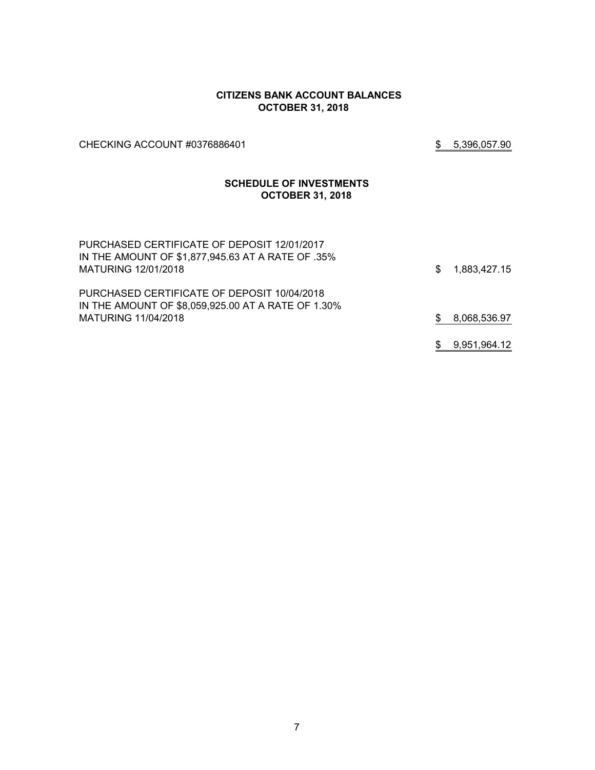## CITIZENS BANK ACCOUNT BALANCES
## OCTOBER 31, 2018

| | |
|---|---|
| CHECKING ACCOUNT #0376886401 | $ 5,396,057.90 |

## SCHEDULE OF INVESTMENTS
## OCTOBER 31, 2018

| | |
|---|---|
| PURCHASED CERTIFICATE OF DEPOSIT 12/01/2017 IN THE AMOUNT OF $1,877,945.63 AT A RATE OF .35% MATURING 12/01/2018 | $ 1,883,427.15 |
| PURCHASED CERTIFICATE OF DEPOSIT 10/04/2018 IN THE AMOUNT OF $8,059,925.00 AT A RATE OF 1.30% MATURING 11/04/2018 | $ 8,068,536.97 |
| | $ 9,951,964.12 |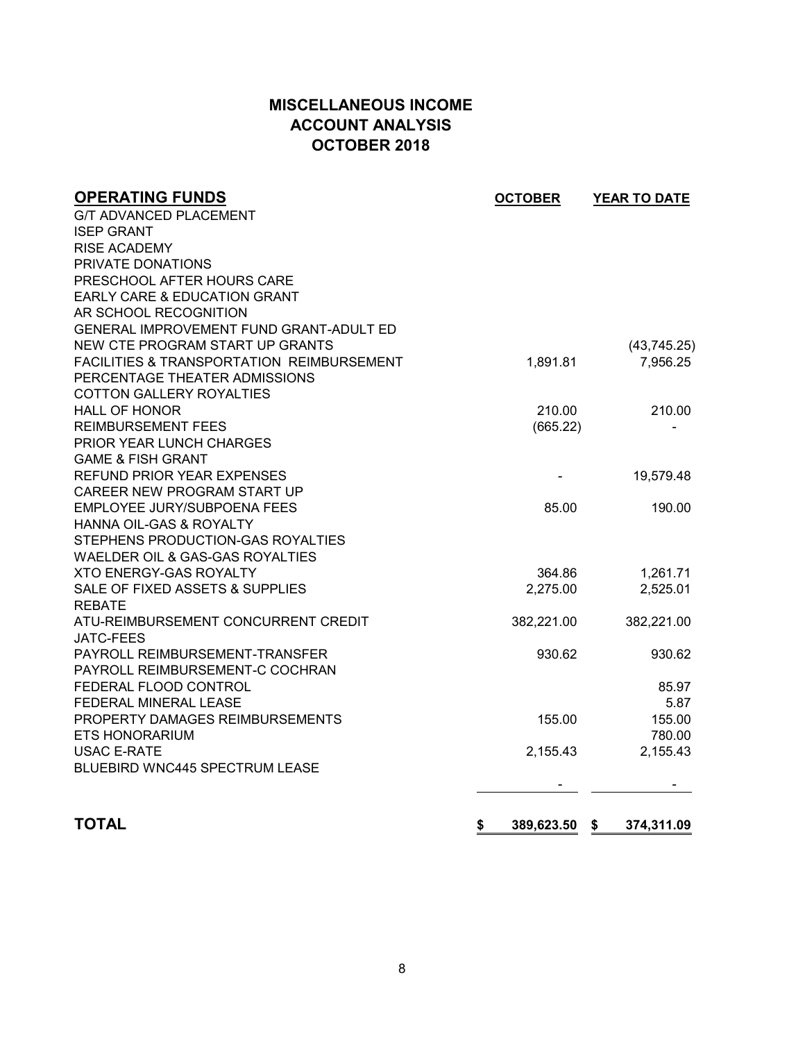# MISCELLANEOUS INCOME
## ACCOUNT ANALYSIS
## OCTOBER 2018

| OPERATING FUNDS | OCTOBER | YEAR TO DATE |
|---|---|---|
| G/T ADVANCED PLACEMENT | | |
| ISEP GRANT | | |
| RISE ACADEMY | | |
| PRIVATE DONATIONS | | |
| PRESCHOOL AFTER HOURS CARE | | |
| EARLY CARE & EDUCATION GRANT | | |
| AR SCHOOL RECOGNITION | | |
| GENERAL IMPROVEMENT FUND GRANT-ADULT ED | | |
| NEW CTE PROGRAM START UP GRANTS | | (43,745.25) |
| FACILITIES & TRANSPORTATION REIMBURSEMENT | 1,891.81 | 7,956.25 |
| PERCENTAGE THEATER ADMISSIONS | | |
| COTTON GALLERY ROYALTIES | | |
| HALL OF HONOR | 210.00 | 210.00 |
| REIMBURSEMENT FEES | (665.22) | - |
| PRIOR YEAR LUNCH CHARGES | | |
| GAME & FISH GRANT | | |
| REFUND PRIOR YEAR EXPENSES | - | 19,579.48 |
| CAREER NEW PROGRAM START UP | | |
| EMPLOYEE JURY/SUBPOENA FEES | 85.00 | 190.00 |
| HANNA OIL-GAS & ROYALTY | | |
| STEPHENS PRODUCTION-GAS ROYALTIES | | |
| WAELDER OIL & GAS-GAS ROYALTIES | | |
| XTO ENERGY-GAS ROYALTY | 364.86 | 1,261.71 |
| SALE OF FIXED ASSETS & SUPPLIES | 2,275.00 | 2,525.01 |
| REBATE | | |
| ATU-REIMBURSEMENT CONCURRENT CREDIT | 382,221.00 | 382,221.00 |
| JATC-FEES | | |
| PAYROLL REIMBURSEMENT-TRANSFER | 930.62 | 930.62 |
| PAYROLL REIMBURSEMENT-C COCHRAN | | |
| FEDERAL FLOOD CONTROL | | 85.97 |
| FEDERAL MINERAL LEASE | | 5.87 |
| PROPERTY DAMAGES REIMBURSEMENTS | 155.00 | 155.00 |
| ETS HONORARIUM | | 780.00 |
| USAC E-RATE | 2,155.43 | 2,155.43 |
| BLUEBIRD WNC445 SPECTRUM LEASE | | |
| | - | - |
| **TOTAL** | **$ 389,623.50** | **$ 374,311.09** |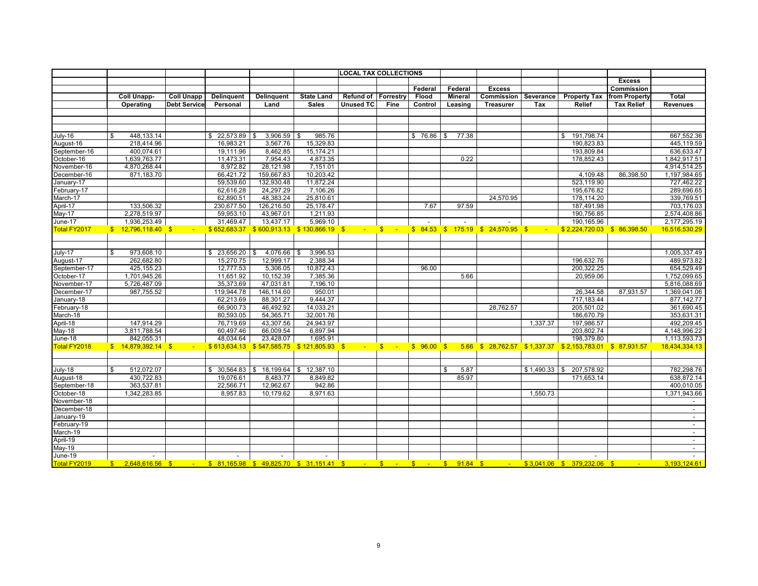| | | | | | | LOCAL TAX COLLECTIONS | | | | | | | | |
|---|---|---|---|---|---|---|---|---|---|---|---|---|---|---|
| | | | | | | | | | | | | | Excess | |
| | | | | | | | | Federal | Federal | Excess | | | Commission | |
| | Coll Unapp-Operating | Coll Unapp Debt Service | Delinquent Personal | Delinquent Land | State Land Sales | Refund of Unused TC | Forrestry Fine | Flood Control | Mineral Leasing | Commission Treasurer | Severance Tax | Property Tax Relief | from Property Tax Relief | Total Revenues |
| July-16 | $ 448,133.14 | | $ 22,573.89 | $ 3,906.59 | $ 985.76 | | | $ 76.86 | $ 77.38 | | | $ 191,798.74 | | 667,552.36 |
| August-16 | 218,414.96 | | 16,983.21 | 3,567.76 | 15,329.83 | | | | | | | 190,823.83 | | 445,119.59 |
| September-16 | 400,074.61 | | 19,111.96 | 8,462.85 | 15,174.21 | | | | | | | 193,809.84 | | 636,633.47 |
| October-16 | 1,639,763.77 | | 11,473.31 | 7,954.43 | 4,873.35 | | | | 0.22 | | | 178,852.43 | | 1,842,917.51 |
| November-16 | 4,870,268.44 | | 8,972.82 | 28,121.98 | 7,151.01 | | | | | | | | | 4,914,514.25 |
| December-16 | 871,183.70 | | 66,421.72 | 159,667.83 | 10,203.42 | | | | | | | 4,109.48 | 86,398.50 | 1,197,984.65 |
| January-17 | | | 59,539.60 | 132,930.48 | 11,872.24 | | | | | | | 523,119.90 | | 727,462.22 |
| February-17 | | | 62,616.28 | 24,297.29 | 7,106.26 | | | | | | | 195,676.82 | | 289,696.65 |
| March-17 | | | 62,890.51 | 48,383.24 | 25,810.61 | | | | | 24,570.95 | | 178,114.20 | | 339,769.51 |
| April-17 | 133,506.32 | | 230,677.50 | 126,216.50 | 25,178.47 | | | 7.67 | 97.59 | | | 187,491.98 | | 703,176.03 |
| May-17 | 2,278,519.97 | | 59,953.10 | 43,967.01 | 1,211.93 | | | | | | | 190,756.85 | | 2,574,408.86 |
| June-17 | 1,936,253.49 | | 31,469.47 | 13,437.17 | 5,969.10 | | | - | - | - | | 190,165.96 | | 2,177,295.19 |
| Total FY2017 | $ 12,796,118.40 | $ - | $ 652,683.37 | $ 600,913.13 | $ 130,866.19 | $ - | $ - | $ 84.53 | $ 175.19 | $ 24,570.95 | $ - | $ 2,224,720.03 | $ 86,398.50 | 16,516,530.29 |
| | | | | | | | | | | | | | | |
| July-17 | $ 973,608.10 | | $ 23,656.20 | $ 4,076.66 | $ 3,996.53 | | | | | | | | | 1,005,337.49 |
| August-17 | 262,682.80 | | 15,270.75 | 12,999.17 | 2,388.34 | | | | | | | 196,632.76 | | 489,973.82 |
| September-17 | 425,155.23 | | 12,777.53 | 5,306.05 | 10,872.43 | | | 96.00 | | | | 200,322.25 | | 654,529.49 |
| October-17 | 1,701,945.26 | | 11,651.92 | 10,152.39 | 7,385.36 | | | | 5.66 | | | 20,959.06 | | 1,752,099.65 |
| November-17 | 5,726,487.09 | | 35,373.69 | 47,031.81 | 7,196.10 | | | | | | | | | 5,816,088.69 |
| December-17 | 987,755.52 | | 119,944.78 | 146,114.60 | 950.01 | | | | | | | 26,344.58 | 87,931.57 | 1,369,041.06 |
| January-18 | | | 62,213.69 | 88,301.27 | 9,444.37 | | | | | | | 717,183.44 | | 877,142.77 |
| February-18 | | | 66,900.73 | 46,492.92 | 14,033.21 | | | | | 28,762.57 | | 205,501.02 | | 361,690.45 |
| March-18 | | | 80,593.05 | 54,365.71 | 32,001.76 | | | | | | | 186,670.79 | | 353,631.31 |
| April-18 | 147,914.29 | | 76,719.69 | 43,307.56 | 24,943.97 | | | | | | 1,337.37 | 197,986.57 | | 492,209.45 |
| May-18 | 3,811,788.54 | | 60,497.46 | 66,009.54 | 6,897.94 | | | | | | | 203,802.74 | | 4,148,996.22 |
| June-18 | 842,055.31 | | 48,034.64 | 23,428.07 | 1,695.91 | | | | | | | 198,379.80 | | 1,113,593.73 |
| Total FY2018 | $ 14,879,392.14 | $ - | $ 613,634.13 | $ 547,585.75 | $ 121,805.93 | $ - | $ - | $ 96.00 | $ 5.66 | $ 28,762.57 | $ 1,337.37 | $ 2,153,783.01 | $ 87,931.57 | 18,434,334.13 |
| | | | | | | | | | | | | | | |
| July-18 | $ 512,072.07 | | $ 30,564.83 | $ 18,199.64 | $ 12,387.10 | | | | $ 5.87 | | $ 1,490.33 | $ 207,578.92 | | 782,298.76 |
| August-18 | 430,722.83 | | 19,076.61 | 8,483.77 | 8,849.82 | | | | 85.97 | | | 171,653.14 | | 638,872.14 |
| September-18 | 363,537.81 | | 22,566.71 | 12,962.67 | 942.86 | | | | | | | | | 400,010.05 |
| October-18 | 1,342,283.85 | | 8,957.83 | 10,179.62 | 8,971.63 | | | | | | 1,550.73 | | | 1,371,943.66 |
| November-18 | | | | | | | | | | | | | | - |
| December-18 | | | | | | | | | | | | | | - |
| January-19 | | | | | | | | | | | | | | - |
| February-19 | | | | | | | | | | | | | | - |
| March-19 | | | | | | | | | | | | | | - |
| April-19 | | | | | | | | | | | | | | - |
| May-19 | | | | | | | | | | | | | | - |
| June-19 | - | | - | - | - | | | | | | | - | | - |
| Total FY2019 | $ 2,648,616.56 | $ - | $ 81,165.98 | $ 49,825.70 | $ 31,151.41 | $ - | $ - | $ - | $ 91.84 | $ - | $ 3,041.06 | $ 379,232.06 | $ - | 3,193,124.61 |